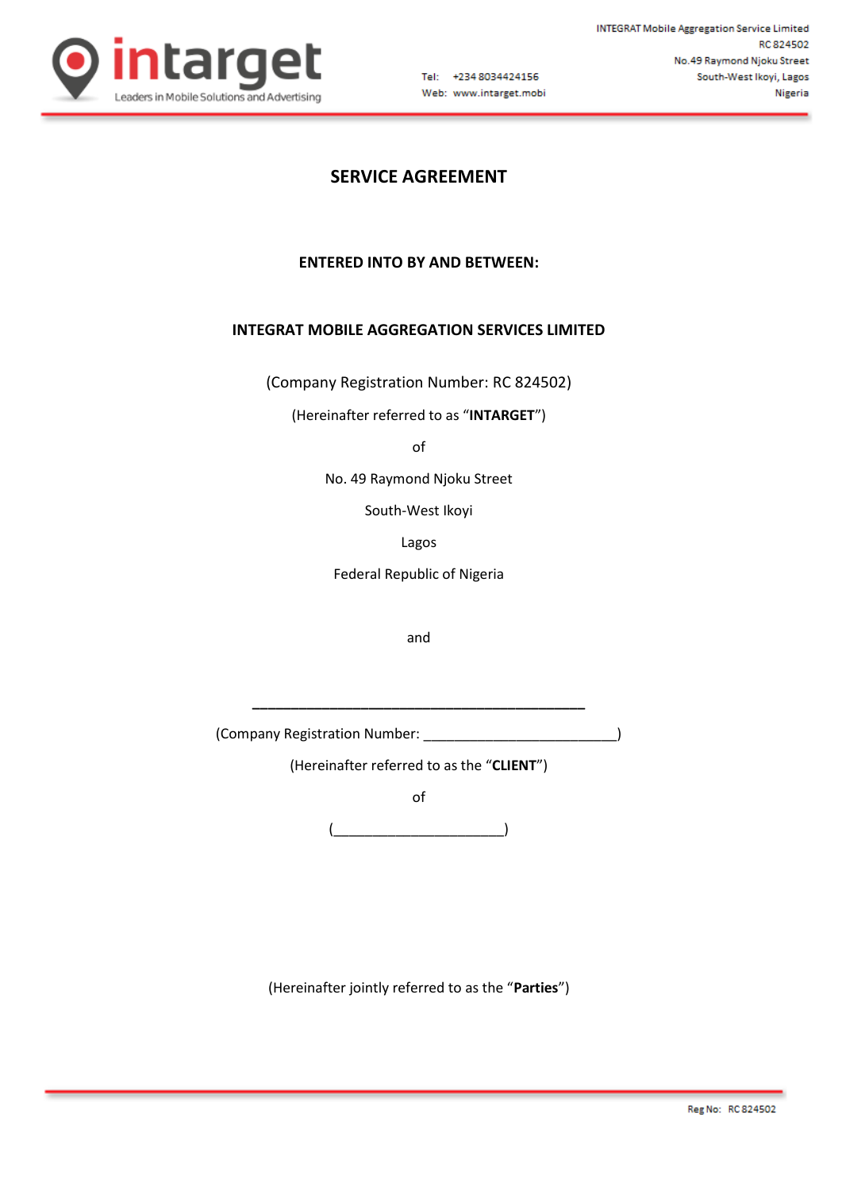# SERVICE AGREEMENT

**ENTERED INTO BY AND BETWEEN:**

**INTEGRAT MOBILE AGGREGATION SERVICES LIMITED**

(Company Registration Number: RC 824502)

(Hereinafter referred to as "**INTARGET**")

of

No. 49 Raymond Njoku Street

South-West Ikoyi

Lagos

Federal Republic of Nigeria

and

\_\_\_\_\_\_\_\_\_\_\_\_\_\_\_\_\_\_\_\_\_\_\_\_\_\_\_\_\_\_\_\_\_\_\_\_\_\_\_\_\_\_\_\_

(Company Registration Number: \_\_\_\_\_\_\_\_\_\_\_\_\_\_\_\_\_\_\_\_\_\_\_\_\_\_)

(Hereinafter referred to as the "**CLIENT**")

of

(\_\_\_\_\_\_\_\_\_\_\_\_\_\_\_\_\_\_\_\_\_\_\_\_)

(Hereinafter jointly referred to as the "**Parties**")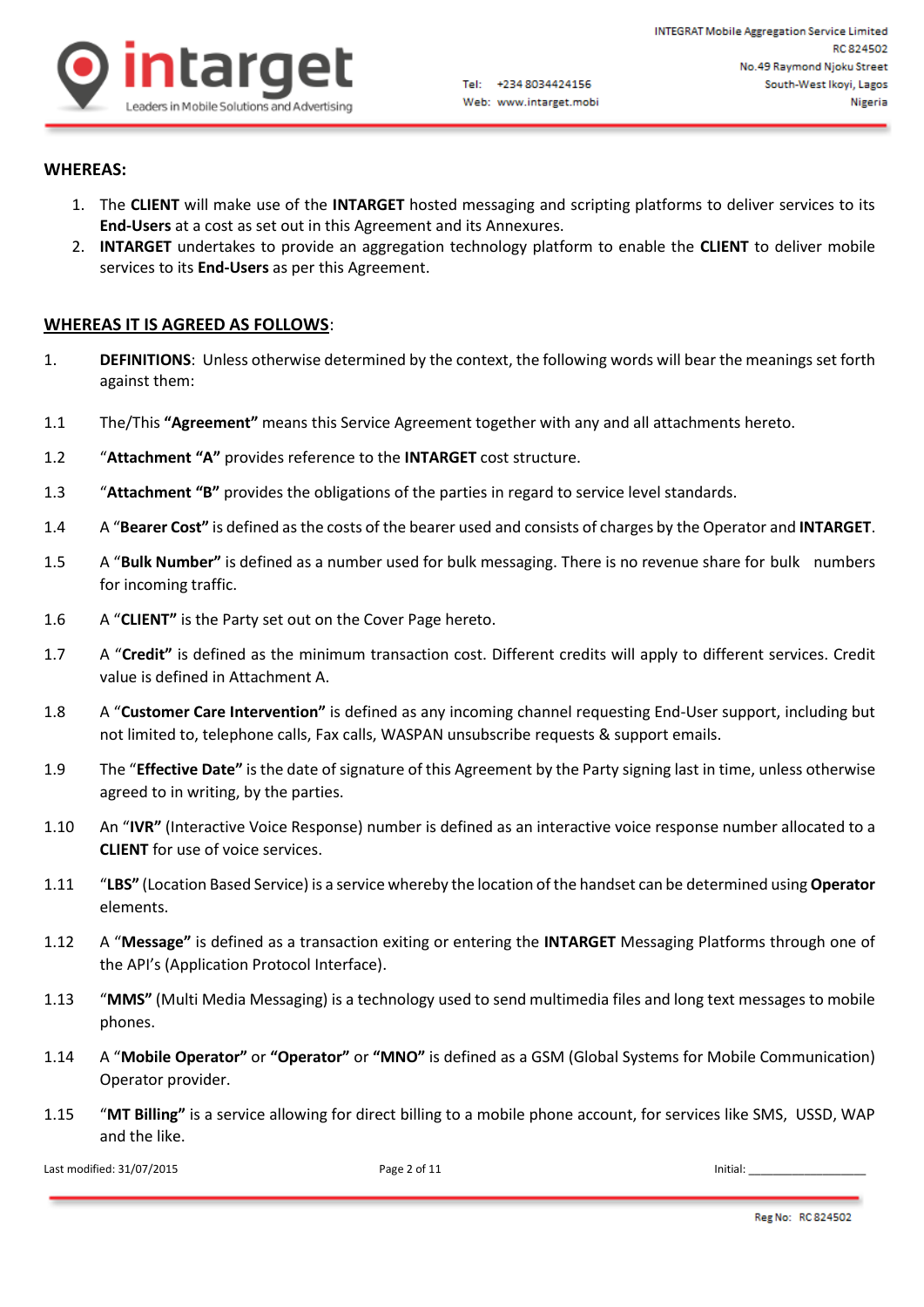**WHEREAS:**

1. The **CLIENT** will make use of the **INTARGET** hosted messaging and scripting platforms to deliver services to its **End-Users** at a cost as set out in this Agreement and its Annexures.
2. **INTARGET** undertakes to provide an aggregation technology platform to enable the **CLIENT** to deliver mobile services to its **End-Users** as per this Agreement.

**WHEREAS IT IS AGREED AS FOLLOWS**:

1. **DEFINITIONS**: Unless otherwise determined by the context, the following words will bear the meanings set forth against them:

1.1 The/This **"Agreement"** means this Service Agreement together with any and all attachments hereto.

1.2 "**Attachment "A"** provides reference to the **INTARGET** cost structure.

1.3 "**Attachment "B"** provides the obligations of the parties in regard to service level standards.

1.4 A "**Bearer Cost"** is defined as the costs of the bearer used and consists of charges by the Operator and **INTARGET**.

1.5 A "**Bulk Number"** is defined as a number used for bulk messaging. There is no revenue share for bulk numbers for incoming traffic.

1.6 A "**CLIENT"** is the Party set out on the Cover Page hereto.

1.7 A "**Credit"** is defined as the minimum transaction cost. Different credits will apply to different services. Credit value is defined in Attachment A.

1.8 A "**Customer Care Intervention"** is defined as any incoming channel requesting End-User support, including but not limited to, telephone calls, Fax calls, WASPAN unsubscribe requests & support emails.

1.9 The "**Effective Date"** is the date of signature of this Agreement by the Party signing last in time, unless otherwise agreed to in writing, by the parties.

1.10 An "**IVR"** (Interactive Voice Response) number is defined as an interactive voice response number allocated to a **CLIENT** for use of voice services.

1.11 "**LBS"** (Location Based Service) is a service whereby the location of the handset can be determined using **Operator** elements.

1.12 A "**Message"** is defined as a transaction exiting or entering the **INTARGET** Messaging Platforms through one of the API's (Application Protocol Interface).

1.13 "**MMS"** (Multi Media Messaging) is a technology used to send multimedia files and long text messages to mobile phones.

1.14 A "**Mobile Operator"** or **"Operator"** or **"MNO"** is defined as a GSM (Global Systems for Mobile Communication) Operator provider.

1.15 "**MT Billing"** is a service allowing for direct billing to a mobile phone account, for services like SMS, USSD, WAP and the like.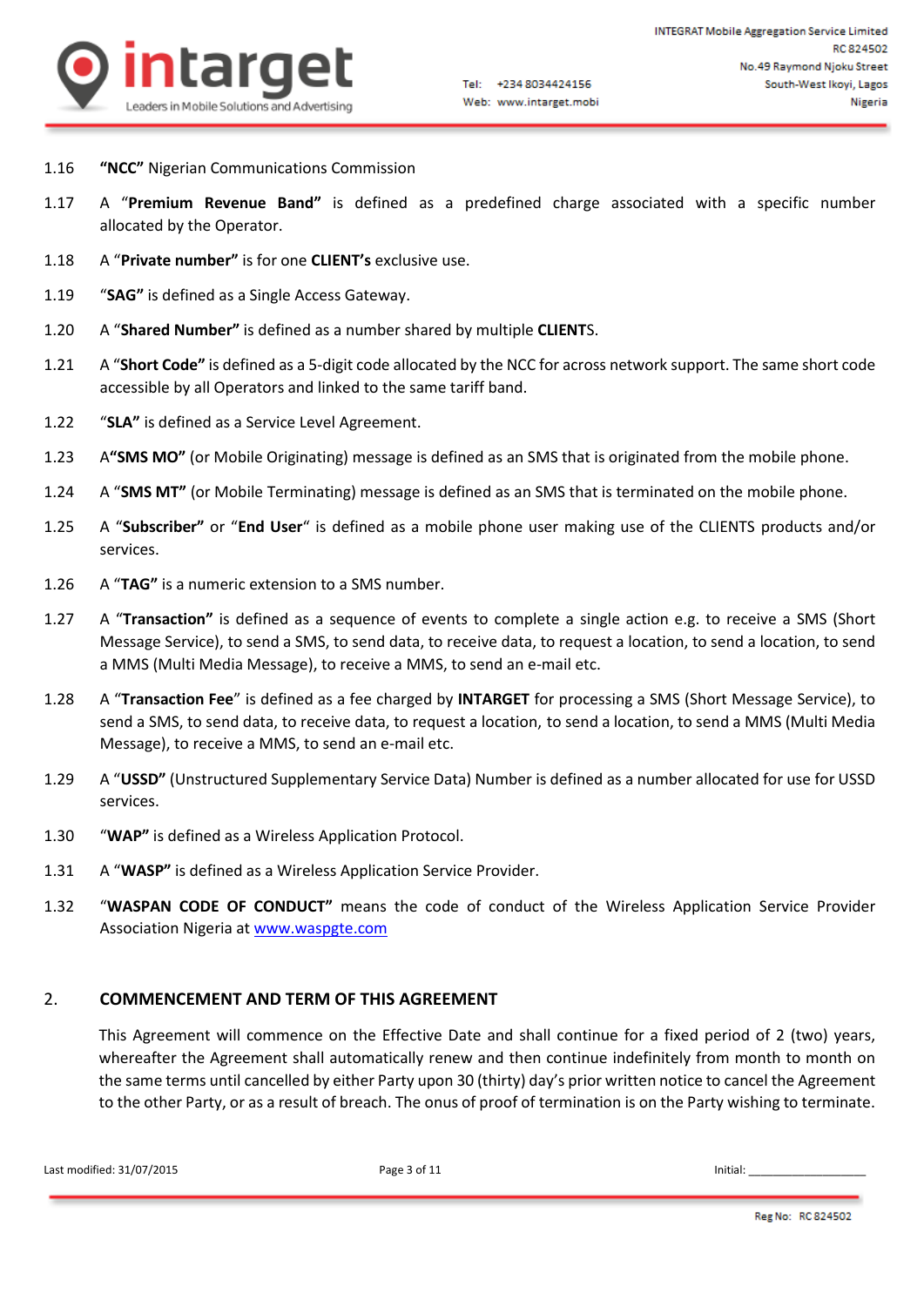1.16 **"NCC"** Nigerian Communications Commission

1.17 A "**Premium Revenue Band"** is defined as a predefined charge associated with a specific number allocated by the Operator.

1.18 A "**Private number"** is for one **CLIENT's** exclusive use.

1.19 "**SAG"** is defined as a Single Access Gateway.

1.20 A "**Shared Number"** is defined as a number shared by multiple **CLIENT**S.

1.21 A "**Short Code"** is defined as a 5-digit code allocated by the NCC for across network support. The same short code accessible by all Operators and linked to the same tariff band.

1.22 "**SLA"** is defined as a Service Level Agreement.

1.23 A**"SMS MO"** (or Mobile Originating) message is defined as an SMS that is originated from the mobile phone.

1.24 A "**SMS MT"** (or Mobile Terminating) message is defined as an SMS that is terminated on the mobile phone.

1.25 A "**Subscriber"** or "**End User**" is defined as a mobile phone user making use of the CLIENTS products and/or services.

1.26 A "**TAG"** is a numeric extension to a SMS number.

1.27 A "**Transaction"** is defined as a sequence of events to complete a single action e.g. to receive a SMS (Short Message Service), to send a SMS, to send data, to receive data, to request a location, to send a location, to send a MMS (Multi Media Message), to receive a MMS, to send an e-mail etc.

1.28 A "**Transaction Fee**" is defined as a fee charged by **INTARGET** for processing a SMS (Short Message Service), to send a SMS, to send data, to receive data, to request a location, to send a location, to send a MMS (Multi Media Message), to receive a MMS, to send an e-mail etc.

1.29 A "**USSD"** (Unstructured Supplementary Service Data) Number is defined as a number allocated for use for USSD services.

1.30 "**WAP"** is defined as a Wireless Application Protocol.

1.31 A "**WASP"** is defined as a Wireless Application Service Provider.

1.32 "**WASPAN CODE OF CONDUCT"** means the code of conduct of the Wireless Application Service Provider Association Nigeria at www.waspgte.com

## 2. COMMENCEMENT AND TERM OF THIS AGREEMENT

This Agreement will commence on the Effective Date and shall continue for a fixed period of 2 (two) years, whereafter the Agreement shall automatically renew and then continue indefinitely from month to month on the same terms until cancelled by either Party upon 30 (thirty) day's prior written notice to cancel the Agreement to the other Party, or as a result of breach. The onus of proof of termination is on the Party wishing to terminate.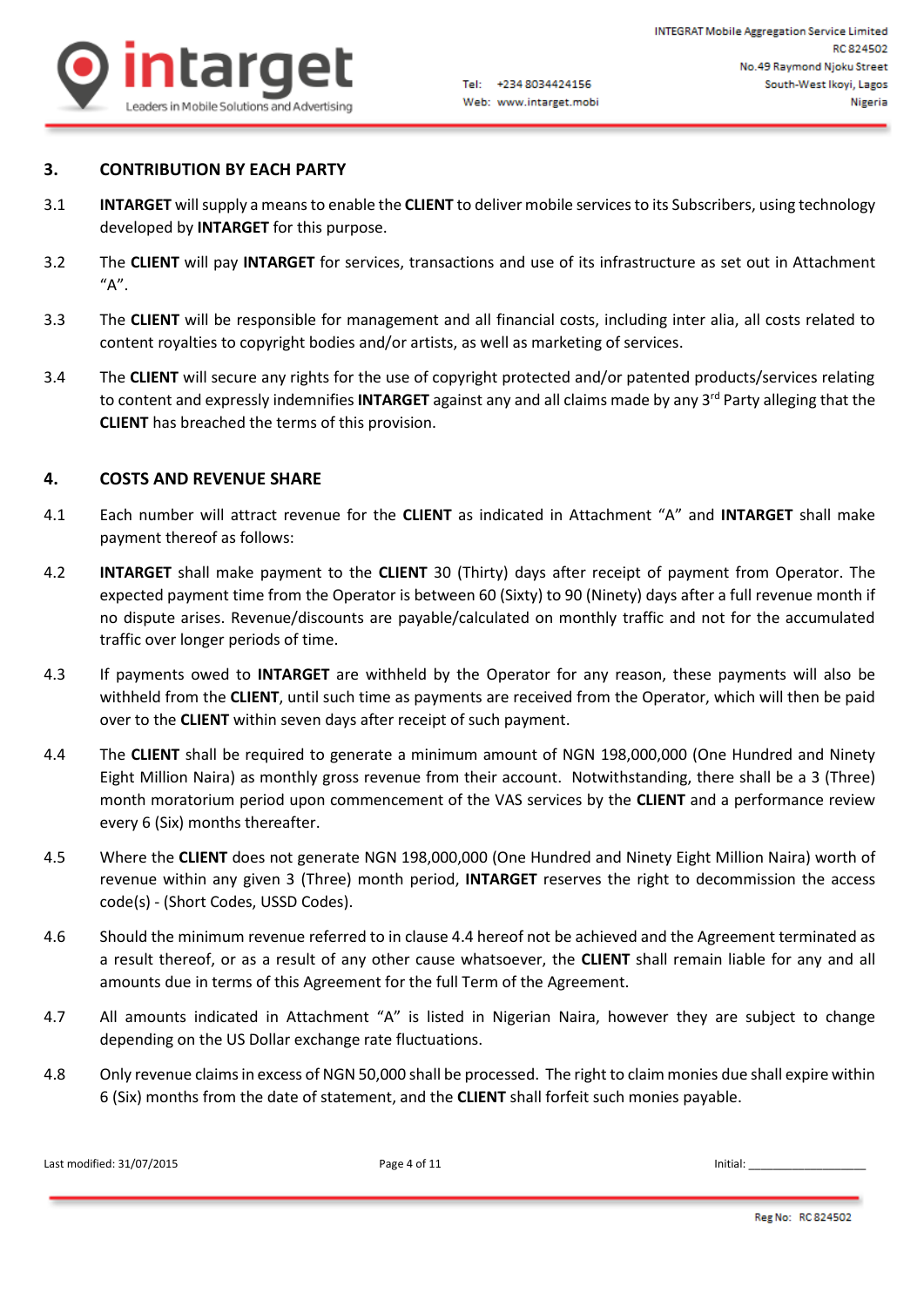## 3. CONTRIBUTION BY EACH PARTY

3.1 **INTARGET** will supply a means to enable the **CLIENT** to deliver mobile services to its Subscribers, using technology developed by **INTARGET** for this purpose.

3.2 The **CLIENT** will pay **INTARGET** for services, transactions and use of its infrastructure as set out in Attachment "A".

3.3 The **CLIENT** will be responsible for management and all financial costs, including inter alia, all costs related to content royalties to copyright bodies and/or artists, as well as marketing of services.

3.4 The **CLIENT** will secure any rights for the use of copyright protected and/or patented products/services relating to content and expressly indemnifies **INTARGET** against any and all claims made by any 3rd Party alleging that the **CLIENT** has breached the terms of this provision.

## 4. COSTS AND REVENUE SHARE

4.1 Each number will attract revenue for the **CLIENT** as indicated in Attachment "A" and **INTARGET** shall make payment thereof as follows:

4.2 **INTARGET** shall make payment to the **CLIENT** 30 (Thirty) days after receipt of payment from Operator. The expected payment time from the Operator is between 60 (Sixty) to 90 (Ninety) days after a full revenue month if no dispute arises. Revenue/discounts are payable/calculated on monthly traffic and not for the accumulated traffic over longer periods of time.

4.3 If payments owed to **INTARGET** are withheld by the Operator for any reason, these payments will also be withheld from the **CLIENT**, until such time as payments are received from the Operator, which will then be paid over to the **CLIENT** within seven days after receipt of such payment.

4.4 The **CLIENT** shall be required to generate a minimum amount of NGN 198,000,000 (One Hundred and Ninety Eight Million Naira) as monthly gross revenue from their account. Notwithstanding, there shall be a 3 (Three) month moratorium period upon commencement of the VAS services by the **CLIENT** and a performance review every 6 (Six) months thereafter.

4.5 Where the **CLIENT** does not generate NGN 198,000,000 (One Hundred and Ninety Eight Million Naira) worth of revenue within any given 3 (Three) month period, **INTARGET** reserves the right to decommission the access code(s) - (Short Codes, USSD Codes).

4.6 Should the minimum revenue referred to in clause 4.4 hereof not be achieved and the Agreement terminated as a result thereof, or as a result of any other cause whatsoever, the **CLIENT** shall remain liable for any and all amounts due in terms of this Agreement for the full Term of the Agreement.

4.7 All amounts indicated in Attachment "A" is listed in Nigerian Naira, however they are subject to change depending on the US Dollar exchange rate fluctuations.

4.8 Only revenue claims in excess of NGN 50,000 shall be processed. The right to claim monies due shall expire within 6 (Six) months from the date of statement, and the **CLIENT** shall forfeit such monies payable.

Initial: ___________________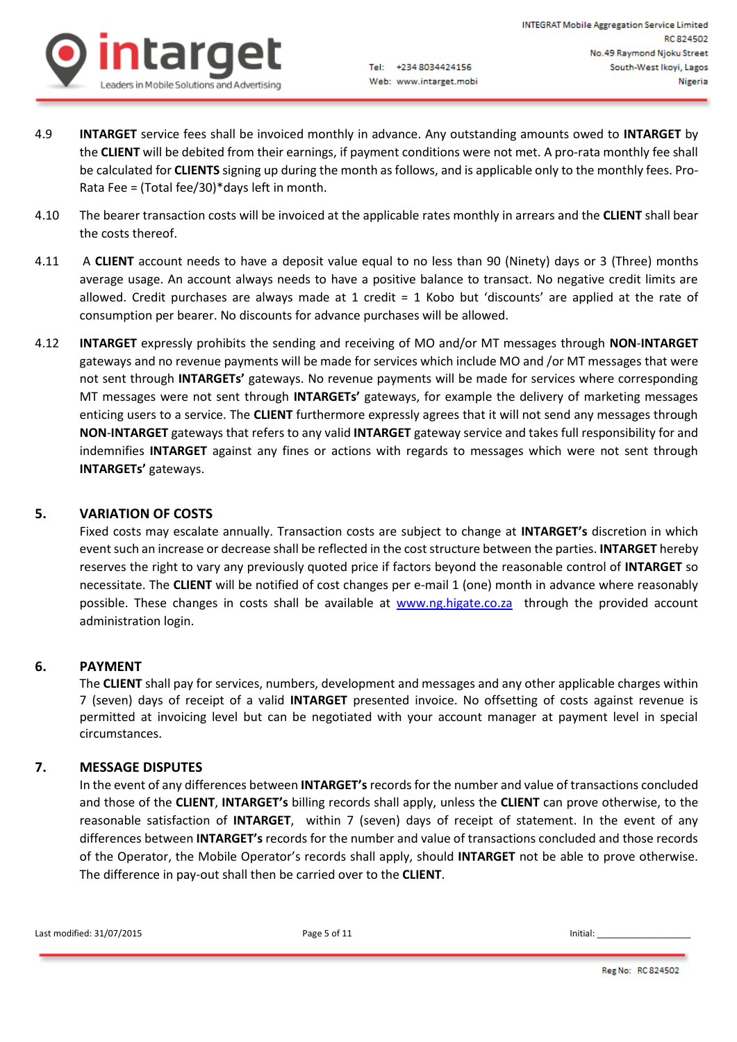4.9 **INTARGET** service fees shall be invoiced monthly in advance. Any outstanding amounts owed to **INTARGET** by the **CLIENT** will be debited from their earnings, if payment conditions were not met. A pro-rata monthly fee shall be calculated for **CLIENTS** signing up during the month as follows, and is applicable only to the monthly fees. Pro-Rata Fee = (Total fee/30)*days left in month.

4.10 The bearer transaction costs will be invoiced at the applicable rates monthly in arrears and the **CLIENT** shall bear the costs thereof.

4.11 A **CLIENT** account needs to have a deposit value equal to no less than 90 (Ninety) days or 3 (Three) months average usage. An account always needs to have a positive balance to transact. No negative credit limits are allowed. Credit purchases are always made at 1 credit = 1 Kobo but 'discounts' are applied at the rate of consumption per bearer. No discounts for advance purchases will be allowed.

4.12 **INTARGET** expressly prohibits the sending and receiving of MO and/or MT messages through **NON**-**INTARGET** gateways and no revenue payments will be made for services which include MO and /or MT messages that were not sent through **INTARGETs'** gateways. No revenue payments will be made for services where corresponding MT messages were not sent through **INTARGETs'** gateways, for example the delivery of marketing messages enticing users to a service. The **CLIENT** furthermore expressly agrees that it will not send any messages through **NON**-**INTARGET** gateways that refers to any valid **INTARGET** gateway service and takes full responsibility for and indemnifies **INTARGET** against any fines or actions with regards to messages which were not sent through **INTARGETs'** gateways.

## 5. VARIATION OF COSTS

Fixed costs may escalate annually. Transaction costs are subject to change at **INTARGET's** discretion in which event such an increase or decrease shall be reflected in the cost structure between the parties. **INTARGET** hereby reserves the right to vary any previously quoted price if factors beyond the reasonable control of **INTARGET** so necessitate. The **CLIENT** will be notified of cost changes per e-mail 1 (one) month in advance where reasonably possible. These changes in costs shall be available at www.ng.higate.co.za through the provided account administration login.

## 6. PAYMENT

The **CLIENT** shall pay for services, numbers, development and messages and any other applicable charges within 7 (seven) days of receipt of a valid **INTARGET** presented invoice. No offsetting of costs against revenue is permitted at invoicing level but can be negotiated with your account manager at payment level in special circumstances.

## 7. MESSAGE DISPUTES

In the event of any differences between **INTARGET's** records for the number and value of transactions concluded and those of the **CLIENT**, **INTARGET's** billing records shall apply, unless the **CLIENT** can prove otherwise, to the reasonable satisfaction of **INTARGET**, within 7 (seven) days of receipt of statement. In the event of any differences between **INTARGET's** records for the number and value of transactions concluded and those records of the Operator, the Mobile Operator's records shall apply, should **INTARGET** not be able to prove otherwise. The difference in pay-out shall then be carried over to the **CLIENT**.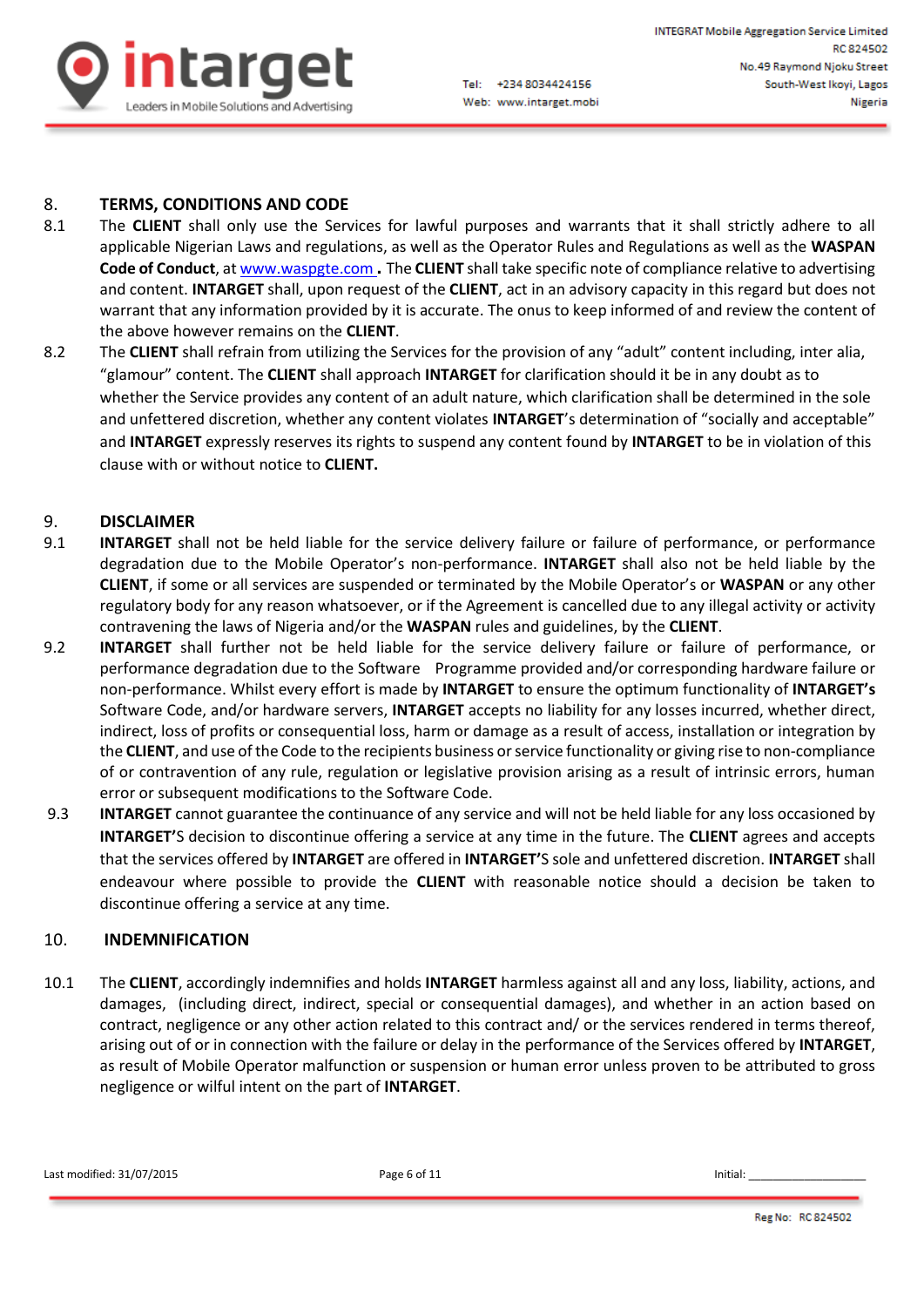## 8. TERMS, CONDITIONS AND CODE

8.1 The **CLIENT** shall only use the Services for lawful purposes and warrants that it shall strictly adhere to all applicable Nigerian Laws and regulations, as well as the Operator Rules and Regulations as well as the **WASPAN Code of Conduct**, at www.waspgte.com **.** The **CLIENT** shall take specific note of compliance relative to advertising and content. **INTARGET** shall, upon request of the **CLIENT**, act in an advisory capacity in this regard but does not warrant that any information provided by it is accurate. The onus to keep informed of and review the content of the above however remains on the **CLIENT**.

8.2 The **CLIENT** shall refrain from utilizing the Services for the provision of any "adult" content including, inter alia, "glamour" content. The **CLIENT** shall approach **INTARGET** for clarification should it be in any doubt as to whether the Service provides any content of an adult nature, which clarification shall be determined in the sole and unfettered discretion, whether any content violates **INTARGET**'s determination of "socially and acceptable" and **INTARGET** expressly reserves its rights to suspend any content found by **INTARGET** to be in violation of this clause with or without notice to **CLIENT.**

## 9. DISCLAIMER

9.1 **INTARGET** shall not be held liable for the service delivery failure or failure of performance, or performance degradation due to the Mobile Operator's non-performance. **INTARGET** shall also not be held liable by the **CLIENT**, if some or all services are suspended or terminated by the Mobile Operator's or **WASPAN** or any other regulatory body for any reason whatsoever, or if the Agreement is cancelled due to any illegal activity or activity contravening the laws of Nigeria and/or the **WASPAN** rules and guidelines, by the **CLIENT**.

9.2 **INTARGET** shall further not be held liable for the service delivery failure or failure of performance, or performance degradation due to the Software Programme provided and/or corresponding hardware failure or non-performance. Whilst every effort is made by **INTARGET** to ensure the optimum functionality of **INTARGET's** Software Code, and/or hardware servers, **INTARGET** accepts no liability for any losses incurred, whether direct, indirect, loss of profits or consequential loss, harm or damage as a result of access, installation or integration by the **CLIENT**, and use of the Code to the recipients business or service functionality or giving rise to non-compliance of or contravention of any rule, regulation or legislative provision arising as a result of intrinsic errors, human error or subsequent modifications to the Software Code.

9.3 **INTARGET** cannot guarantee the continuance of any service and will not be held liable for any loss occasioned by **INTARGET'S** decision to discontinue offering a service at any time in the future. The **CLIENT** agrees and accepts that the services offered by **INTARGET** are offered in **INTARGET'S** sole and unfettered discretion. **INTARGET** shall endeavour where possible to provide the **CLIENT** with reasonable notice should a decision be taken to discontinue offering a service at any time.

## 10. INDEMNIFICATION

10.1 The **CLIENT**, accordingly indemnifies and holds **INTARGET** harmless against all and any loss, liability, actions, and damages, (including direct, indirect, special or consequential damages), and whether in an action based on contract, negligence or any other action related to this contract and/ or the services rendered in terms thereof, arising out of or in connection with the failure or delay in the performance of the Services offered by **INTARGET**, as result of Mobile Operator malfunction or suspension or human error unless proven to be attributed to gross negligence or wilful intent on the part of **INTARGET**.

Last modified: 31/07/2015 Initial: ___________________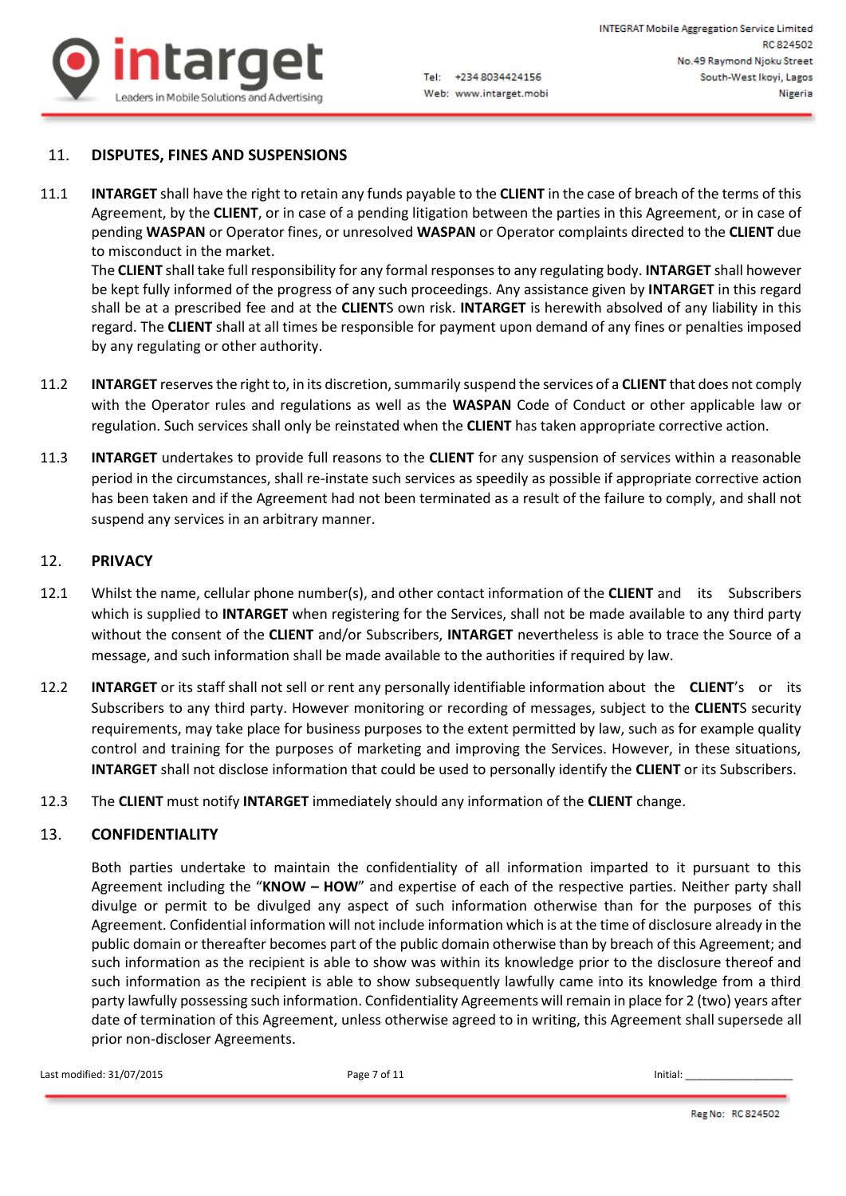## 11. DISPUTES, FINES AND SUSPENSIONS

11.1 **INTARGET** shall have the right to retain any funds payable to the **CLIENT** in the case of breach of the terms of this Agreement, by the **CLIENT**, or in case of a pending litigation between the parties in this Agreement, or in case of pending **WASPAN** or Operator fines, or unresolved **WASPAN** or Operator complaints directed to the **CLIENT** due to misconduct in the market.
The **CLIENT** shall take full responsibility for any formal responses to any regulating body. **INTARGET** shall however be kept fully informed of the progress of any such proceedings. Any assistance given by **INTARGET** in this regard shall be at a prescribed fee and at the **CLIENT**S own risk. **INTARGET** is herewith absolved of any liability in this regard. The **CLIENT** shall at all times be responsible for payment upon demand of any fines or penalties imposed by any regulating or other authority.

11.2 **INTARGET** reserves the right to, in its discretion, summarily suspend the services of a **CLIENT** that does not comply with the Operator rules and regulations as well as the **WASPAN** Code of Conduct or other applicable law or regulation. Such services shall only be reinstated when the **CLIENT** has taken appropriate corrective action.

11.3 **INTARGET** undertakes to provide full reasons to the **CLIENT** for any suspension of services within a reasonable period in the circumstances, shall re-instate such services as speedily as possible if appropriate corrective action has been taken and if the Agreement had not been terminated as a result of the failure to comply, and shall not suspend any services in an arbitrary manner.

## 12. PRIVACY

12.1 Whilst the name, cellular phone number(s), and other contact information of the **CLIENT** and its Subscribers which is supplied to **INTARGET** when registering for the Services, shall not be made available to any third party without the consent of the **CLIENT** and/or Subscribers, **INTARGET** nevertheless is able to trace the Source of a message, and such information shall be made available to the authorities if required by law.

12.2 **INTARGET** or its staff shall not sell or rent any personally identifiable information about the **CLIENT**'s or its Subscribers to any third party. However monitoring or recording of messages, subject to the **CLIENT**S security requirements, may take place for business purposes to the extent permitted by law, such as for example quality control and training for the purposes of marketing and improving the Services. However, in these situations, **INTARGET** shall not disclose information that could be used to personally identify the **CLIENT** or its Subscribers.

12.3 The **CLIENT** must notify **INTARGET** immediately should any information of the **CLIENT** change.

## 13. CONFIDENTIALITY

Both parties undertake to maintain the confidentiality of all information imparted to it pursuant to this Agreement including the "**KNOW – HOW**" and expertise of each of the respective parties. Neither party shall divulge or permit to be divulged any aspect of such information otherwise than for the purposes of this Agreement. Confidential information will not include information which is at the time of disclosure already in the public domain or thereafter becomes part of the public domain otherwise than by breach of this Agreement; and such information as the recipient is able to show was within its knowledge prior to the disclosure thereof and such information as the recipient is able to show subsequently lawfully came into its knowledge from a third party lawfully possessing such information. Confidentiality Agreements will remain in place for 2 (two) years after date of termination of this Agreement, unless otherwise agreed to in writing, this Agreement shall supersede all prior non-discloser Agreements.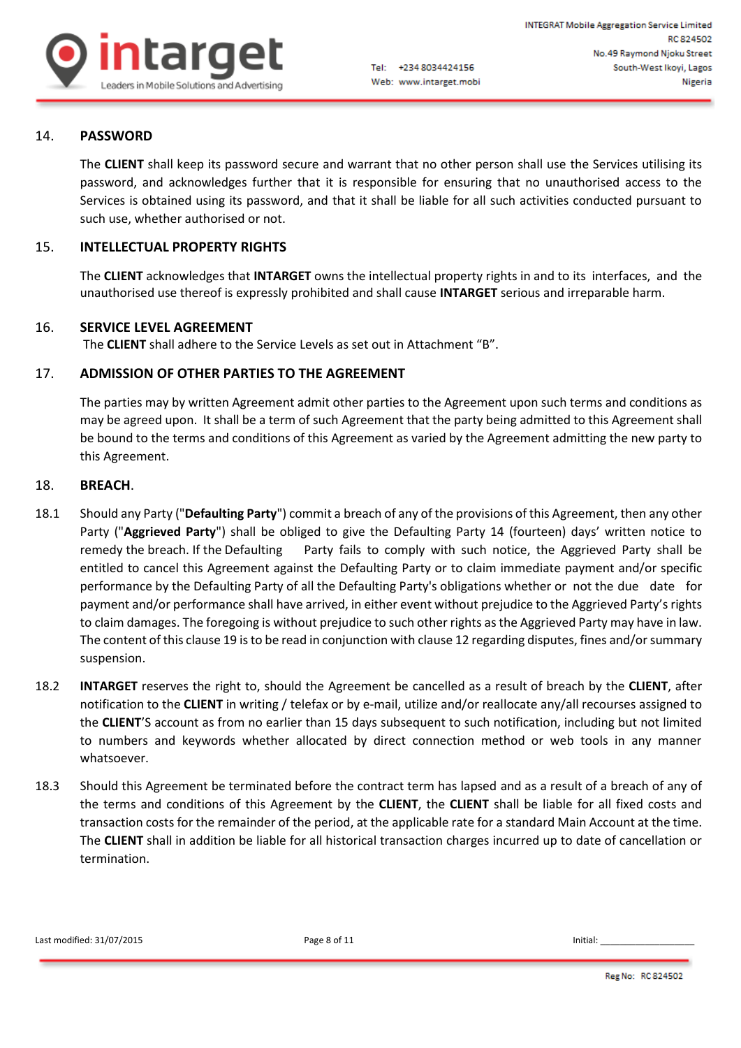## 14. PASSWORD

The **CLIENT** shall keep its password secure and warrant that no other person shall use the Services utilising its password, and acknowledges further that it is responsible for ensuring that no unauthorised access to the Services is obtained using its password, and that it shall be liable for all such activities conducted pursuant to such use, whether authorised or not.

## 15. INTELLECTUAL PROPERTY RIGHTS

The **CLIENT** acknowledges that **INTARGET** owns the intellectual property rights in and to its interfaces, and the unauthorised use thereof is expressly prohibited and shall cause **INTARGET** serious and irreparable harm.

## 16. SERVICE LEVEL AGREEMENT

The **CLIENT** shall adhere to the Service Levels as set out in Attachment "B".

## 17. ADMISSION OF OTHER PARTIES TO THE AGREEMENT

The parties may by written Agreement admit other parties to the Agreement upon such terms and conditions as may be agreed upon. It shall be a term of such Agreement that the party being admitted to this Agreement shall be bound to the terms and conditions of this Agreement as varied by the Agreement admitting the new party to this Agreement.

## 18. BREACH.

18.1 Should any Party ("**Defaulting Party**") commit a breach of any of the provisions of this Agreement, then any other Party ("**Aggrieved Party**") shall be obliged to give the Defaulting Party 14 (fourteen) days' written notice to remedy the breach. If the Defaulting Party fails to comply with such notice, the Aggrieved Party shall be entitled to cancel this Agreement against the Defaulting Party or to claim immediate payment and/or specific performance by the Defaulting Party of all the Defaulting Party's obligations whether or not the due date for payment and/or performance shall have arrived, in either event without prejudice to the Aggrieved Party's rights to claim damages. The foregoing is without prejudice to such other rights as the Aggrieved Party may have in law. The content of this clause 19 is to be read in conjunction with clause 12 regarding disputes, fines and/or summary suspension.

18.2 **INTARGET** reserves the right to, should the Agreement be cancelled as a result of breach by the **CLIENT**, after notification to the **CLIENT** in writing / telefax or by e-mail, utilize and/or reallocate any/all recourses assigned to the **CLIENT**'S account as from no earlier than 15 days subsequent to such notification, including but not limited to numbers and keywords whether allocated by direct connection method or web tools in any manner whatsoever.

18.3 Should this Agreement be terminated before the contract term has lapsed and as a result of a breach of any of the terms and conditions of this Agreement by the **CLIENT**, the **CLIENT** shall be liable for all fixed costs and transaction costs for the remainder of the period, at the applicable rate for a standard Main Account at the time. The **CLIENT** shall in addition be liable for all historical transaction charges incurred up to date of cancellation or termination.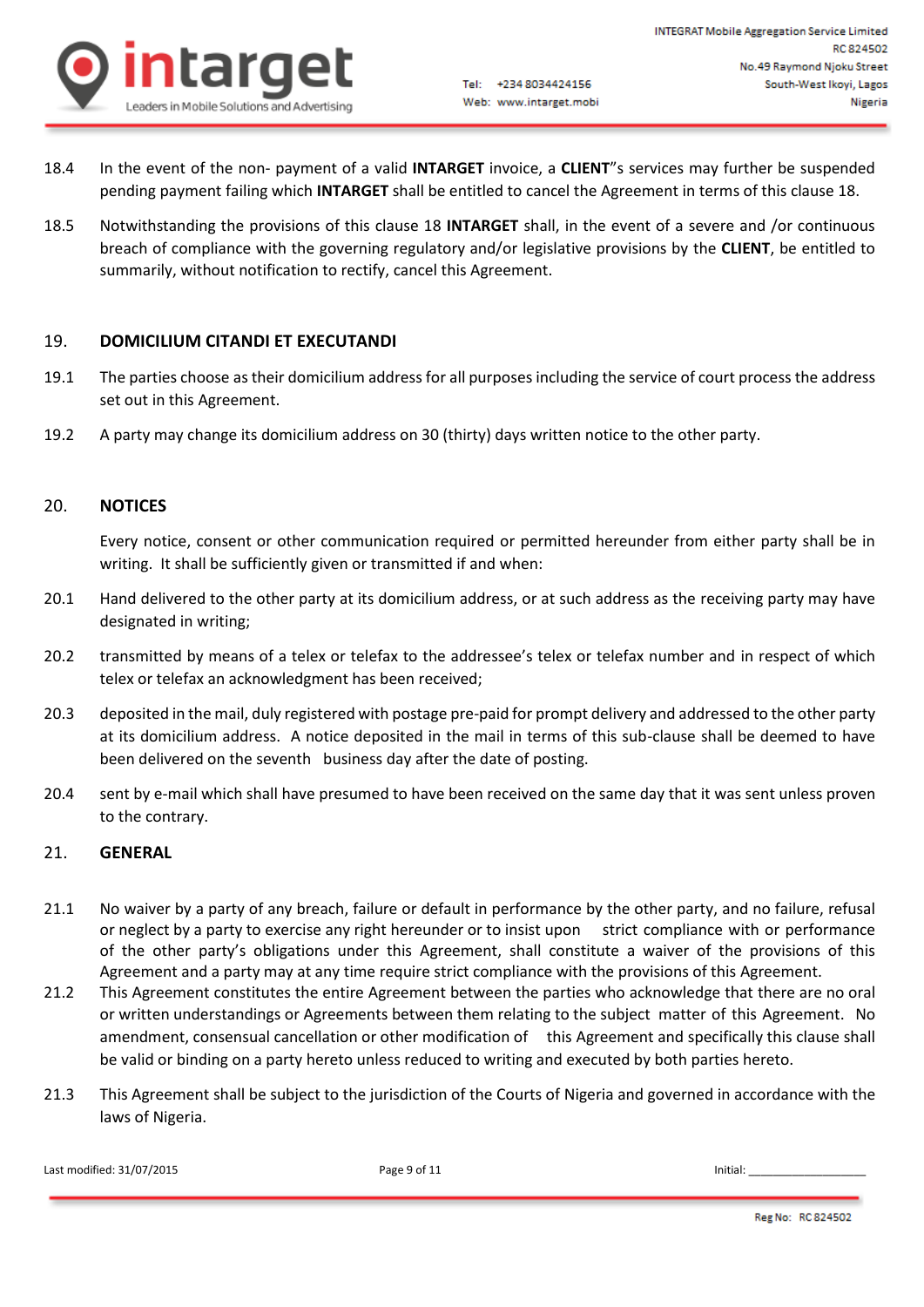18.4 In the event of the non- payment of a valid **INTARGET** invoice, a **CLIENT**"s services may further be suspended pending payment failing which **INTARGET** shall be entitled to cancel the Agreement in terms of this clause 18.

18.5 Notwithstanding the provisions of this clause 18 **INTARGET** shall, in the event of a severe and /or continuous breach of compliance with the governing regulatory and/or legislative provisions by the **CLIENT**, be entitled to summarily, without notification to rectify, cancel this Agreement.

## 19. DOMICILIUM CITANDI ET EXECUTANDI

19.1 The parties choose as their domicilium address for all purposes including the service of court process the address set out in this Agreement.

19.2 A party may change its domicilium address on 30 (thirty) days written notice to the other party.

## 20. NOTICES

Every notice, consent or other communication required or permitted hereunder from either party shall be in writing. It shall be sufficiently given or transmitted if and when:

20.1 Hand delivered to the other party at its domicilium address, or at such address as the receiving party may have designated in writing;

20.2 transmitted by means of a telex or telefax to the addressee's telex or telefax number and in respect of which telex or telefax an acknowledgment has been received;

20.3 deposited in the mail, duly registered with postage pre-paid for prompt delivery and addressed to the other party at its domicilium address. A notice deposited in the mail in terms of this sub-clause shall be deemed to have been delivered on the seventh business day after the date of posting.

20.4 sent by e-mail which shall have presumed to have been received on the same day that it was sent unless proven to the contrary.

## 21. GENERAL

21.1 No waiver by a party of any breach, failure or default in performance by the other party, and no failure, refusal or neglect by a party to exercise any right hereunder or to insist upon strict compliance with or performance of the other party's obligations under this Agreement, shall constitute a waiver of the provisions of this Agreement and a party may at any time require strict compliance with the provisions of this Agreement.

21.2 This Agreement constitutes the entire Agreement between the parties who acknowledge that there are no oral or written understandings or Agreements between them relating to the subject matter of this Agreement. No amendment, consensual cancellation or other modification of this Agreement and specifically this clause shall be valid or binding on a party hereto unless reduced to writing and executed by both parties hereto.

21.3 This Agreement shall be subject to the jurisdiction of the Courts of Nigeria and governed in accordance with the laws of Nigeria.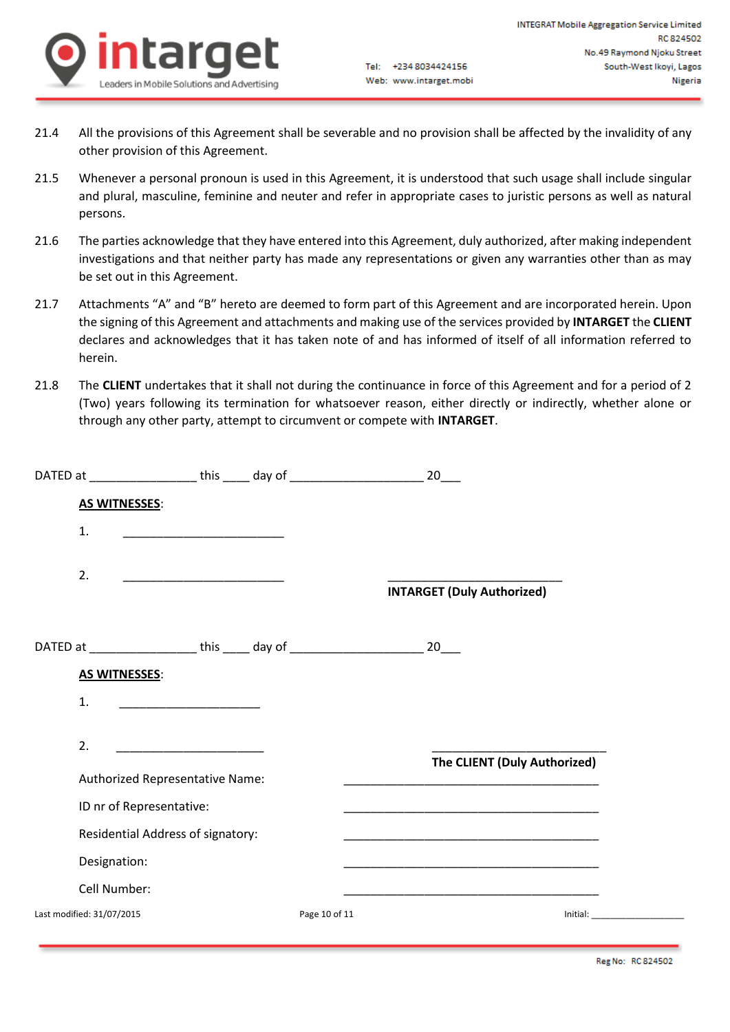21.4 All the provisions of this Agreement shall be severable and no provision shall be affected by the invalidity of any other provision of this Agreement.

21.5 Whenever a personal pronoun is used in this Agreement, it is understood that such usage shall include singular and plural, masculine, feminine and neuter and refer in appropriate cases to juristic persons as well as natural persons.

21.6 The parties acknowledge that they have entered into this Agreement, duly authorized, after making independent investigations and that neither party has made any representations or given any warranties other than as may be set out in this Agreement.

21.7 Attachments "A" and "B" hereto are deemed to form part of this Agreement and are incorporated herein. Upon the signing of this Agreement and attachments and making use of the services provided by **INTARGET** the **CLIENT** declares and acknowledges that it has taken note of and has informed of itself of all information referred to herein.

21.8 The **CLIENT** undertakes that it shall not during the continuance in force of this Agreement and for a period of 2 (Two) years following its termination for whatsoever reason, either directly or indirectly, whether alone or through any other party, attempt to circumvent or compete with **INTARGET**.

DATED at ________________ this ____ day of ____________________ 20___

**AS WITNESSES**:

1. __________________________

2. __________________________

___________________________
**INTARGET (Duly Authorized)**

DATED at ________________ this ____ day of ____________________ 20___

**AS WITNESSES**:

1. ______________________

2. ______________________

___________________________
**The CLIENT (Duly Authorized)**

Authorized Representative Name: ________________________________________

ID nr of Representative: ________________________________________

Residential Address of signatory: ________________________________________

Designation: ________________________________________

Cell Number: ________________________________________

Initial: ___________________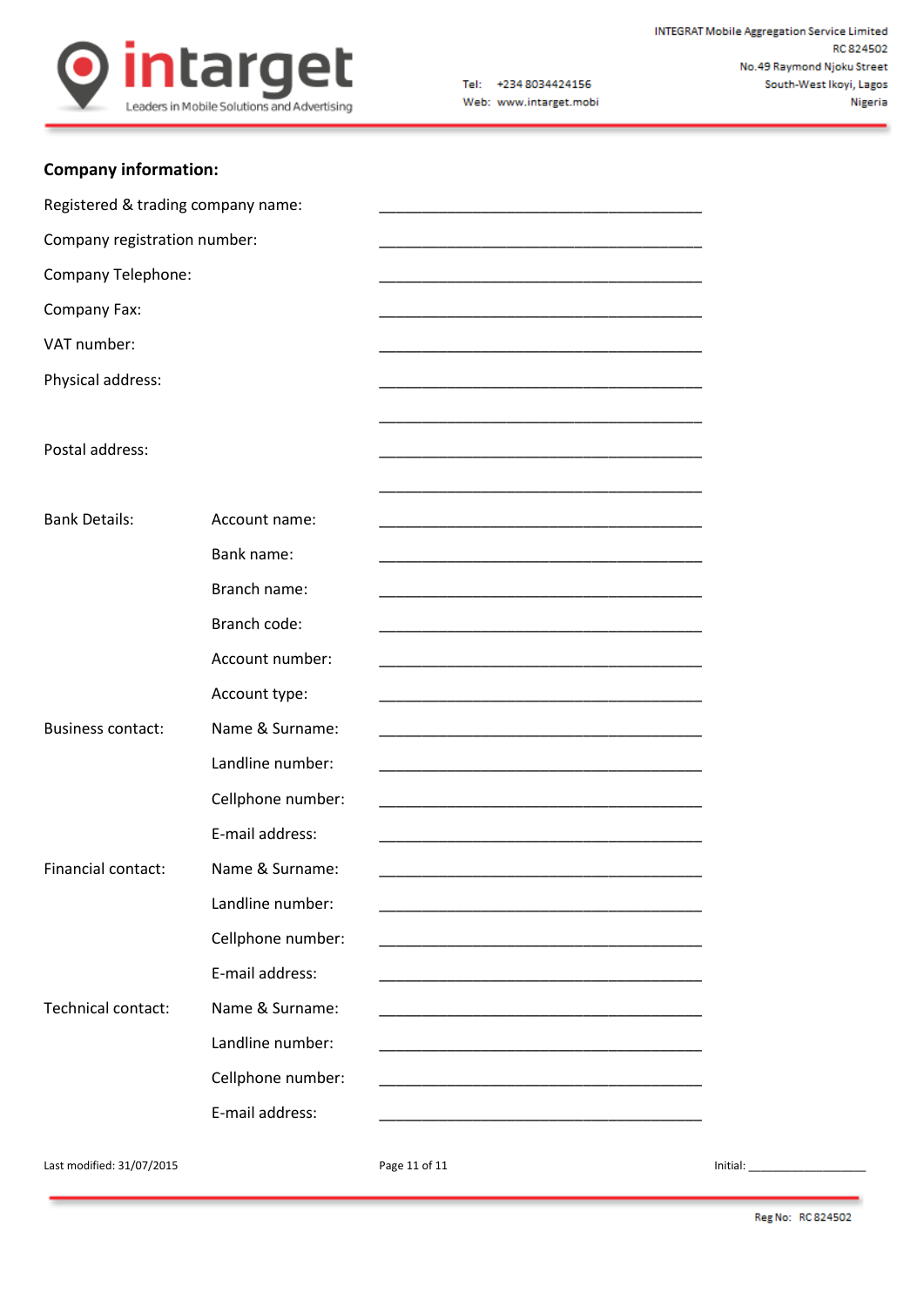**Company information:**

Registered & trading company name: \_\_\_\_\_\_\_\_\_\_\_\_\_\_\_\_\_\_\_\_\_\_\_\_\_\_\_\_\_\_\_\_\_\_\_\_\_\_\_\_

Company registration number: \_\_\_\_\_\_\_\_\_\_\_\_\_\_\_\_\_\_\_\_\_\_\_\_\_\_\_\_\_\_\_\_\_\_\_\_\_\_\_\_

Company Telephone: \_\_\_\_\_\_\_\_\_\_\_\_\_\_\_\_\_\_\_\_\_\_\_\_\_\_\_\_\_\_\_\_\_\_\_\_\_\_\_\_

Company Fax: \_\_\_\_\_\_\_\_\_\_\_\_\_\_\_\_\_\_\_\_\_\_\_\_\_\_\_\_\_\_\_\_\_\_\_\_\_\_\_\_

VAT number: \_\_\_\_\_\_\_\_\_\_\_\_\_\_\_\_\_\_\_\_\_\_\_\_\_\_\_\_\_\_\_\_\_\_\_\_\_\_\_\_

Physical address: \_\_\_\_\_\_\_\_\_\_\_\_\_\_\_\_\_\_\_\_\_\_\_\_\_\_\_\_\_\_\_\_\_\_\_\_\_\_\_\_

\_\_\_\_\_\_\_\_\_\_\_\_\_\_\_\_\_\_\_\_\_\_\_\_\_\_\_\_\_\_\_\_\_\_\_\_\_\_\_\_

Postal address: \_\_\_\_\_\_\_\_\_\_\_\_\_\_\_\_\_\_\_\_\_\_\_\_\_\_\_\_\_\_\_\_\_\_\_\_\_\_\_\_

\_\_\_\_\_\_\_\_\_\_\_\_\_\_\_\_\_\_\_\_\_\_\_\_\_\_\_\_\_\_\_\_\_\_\_\_\_\_\_\_

| | | |
|---|---|---|
| Bank Details: | Account name: | \_\_\_\_\_\_\_\_\_\_\_\_\_\_\_\_\_\_\_\_\_\_\_\_\_\_\_\_\_\_\_\_\_\_\_\_\_\_\_\_ |
| | Bank name: | \_\_\_\_\_\_\_\_\_\_\_\_\_\_\_\_\_\_\_\_\_\_\_\_\_\_\_\_\_\_\_\_\_\_\_\_\_\_\_\_ |
| | Branch name: | \_\_\_\_\_\_\_\_\_\_\_\_\_\_\_\_\_\_\_\_\_\_\_\_\_\_\_\_\_\_\_\_\_\_\_\_\_\_\_\_ |
| | Branch code: | \_\_\_\_\_\_\_\_\_\_\_\_\_\_\_\_\_\_\_\_\_\_\_\_\_\_\_\_\_\_\_\_\_\_\_\_\_\_\_\_ |
| | Account number: | \_\_\_\_\_\_\_\_\_\_\_\_\_\_\_\_\_\_\_\_\_\_\_\_\_\_\_\_\_\_\_\_\_\_\_\_\_\_\_\_ |
| | Account type: | \_\_\_\_\_\_\_\_\_\_\_\_\_\_\_\_\_\_\_\_\_\_\_\_\_\_\_\_\_\_\_\_\_\_\_\_\_\_\_\_ |
| Business contact: | Name & Surname: | \_\_\_\_\_\_\_\_\_\_\_\_\_\_\_\_\_\_\_\_\_\_\_\_\_\_\_\_\_\_\_\_\_\_\_\_\_\_\_\_ |
| | Landline number: | \_\_\_\_\_\_\_\_\_\_\_\_\_\_\_\_\_\_\_\_\_\_\_\_\_\_\_\_\_\_\_\_\_\_\_\_\_\_\_\_ |
| | Cellphone number: | \_\_\_\_\_\_\_\_\_\_\_\_\_\_\_\_\_\_\_\_\_\_\_\_\_\_\_\_\_\_\_\_\_\_\_\_\_\_\_\_ |
| | E-mail address: | \_\_\_\_\_\_\_\_\_\_\_\_\_\_\_\_\_\_\_\_\_\_\_\_\_\_\_\_\_\_\_\_\_\_\_\_\_\_\_\_ |
| Financial contact: | Name & Surname: | \_\_\_\_\_\_\_\_\_\_\_\_\_\_\_\_\_\_\_\_\_\_\_\_\_\_\_\_\_\_\_\_\_\_\_\_\_\_\_\_ |
| | Landline number: | \_\_\_\_\_\_\_\_\_\_\_\_\_\_\_\_\_\_\_\_\_\_\_\_\_\_\_\_\_\_\_\_\_\_\_\_\_\_\_\_ |
| | Cellphone number: | \_\_\_\_\_\_\_\_\_\_\_\_\_\_\_\_\_\_\_\_\_\_\_\_\_\_\_\_\_\_\_\_\_\_\_\_\_\_\_\_ |
| | E-mail address: | \_\_\_\_\_\_\_\_\_\_\_\_\_\_\_\_\_\_\_\_\_\_\_\_\_\_\_\_\_\_\_\_\_\_\_\_\_\_\_\_ |
| Technical contact: | Name & Surname: | \_\_\_\_\_\_\_\_\_\_\_\_\_\_\_\_\_\_\_\_\_\_\_\_\_\_\_\_\_\_\_\_\_\_\_\_\_\_\_\_ |
| | Landline number: | \_\_\_\_\_\_\_\_\_\_\_\_\_\_\_\_\_\_\_\_\_\_\_\_\_\_\_\_\_\_\_\_\_\_\_\_\_\_\_\_ |
| | Cellphone number: | \_\_\_\_\_\_\_\_\_\_\_\_\_\_\_\_\_\_\_\_\_\_\_\_\_\_\_\_\_\_\_\_\_\_\_\_\_\_\_\_ |
| | E-mail address: | \_\_\_\_\_\_\_\_\_\_\_\_\_\_\_\_\_\_\_\_\_\_\_\_\_\_\_\_\_\_\_\_\_\_\_\_\_\_\_\_ |